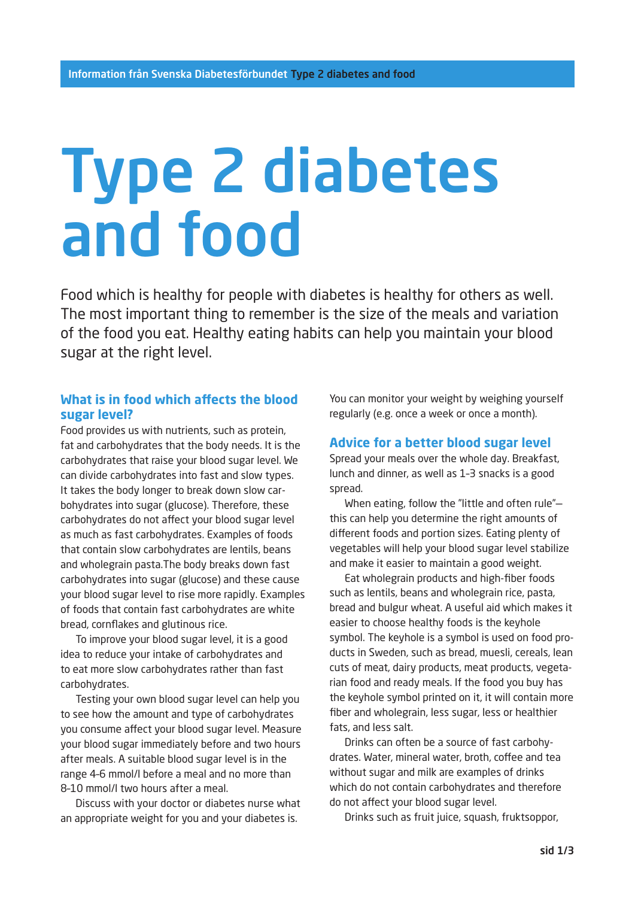# Type 2 diabetes and food

Food which is healthy for people with diabetes is healthy for others as well. The most important thing to remember is the size of the meals and variation of the food you eat. Healthy eating habits can help you maintain your blood sugar at the right level.

## What is in food which affects the blood sugar level?

Food provides us with nutrients, such as protein, fat and carbohydrates that the body needs. It is the carbohydrates that raise your blood sugar level. We can divide carbohydrates into fast and slow types. It takes the body longer to break down slow carbohydrates into sugar (glucose). Therefore, these carbohydrates do not affect your blood sugar level as much as fast carbohydrates. Examples of foods that contain slow carbohydrates are lentils, beans and wholegrain pasta.The body breaks down fast carbohydrates into sugar (glucose) and these cause your blood sugar level to rise more rapidly. Examples of foods that contain fast carbohydrates are white bread, cornflakes and glutinous rice.

To improve your blood sugar level, it is a good idea to reduce your intake of carbohydrates and to eat more slow carbohydrates rather than fast carbohydrates.

Testing your own blood sugar level can help you to see how the amount and type of carbohydrates you consume affect your blood sugar level. Measure your blood sugar immediately before and two hours after meals. A suitable blood sugar level is in the range 4–6 mmol/l before a meal and no more than 8–10 mmol/l two hours after a meal.

Discuss with your doctor or diabetes nurse what an appropriate weight for you and your diabetes is. You can monitor your weight by weighing yourself regularly (e.g. once a week or once a month).

## Advice for a better blood sugar level

Spread your meals over the whole day. Breakfast, lunch and dinner, as well as 1-3 snacks is a good spread.

When eating, follow the "little and often rule"—this can help you determine the right amounts of different foods and portion sizes. Eating plenty of vegetables will help your blood sugar level stabilize and make it easier to maintain a good weight.

Eat wholegrain products and high-fiber foods such as lentils, beans and wholegrain rice, pasta, bread and bulgur wheat. A useful aid which makes it easier to choose healthy foods is the keyhole symbol. The keyhole is a symbol is used on food products in Sweden, such as bread, muesli, cereals, lean cuts of meat, dairy products, meat products, vegetarian food and ready meals. If the food you buy has the keyhole symbol printed on it, it will contain more fiber and wholegrain, less sugar, less or healthier fats, and less salt.

Drinks can often be a source of fast carbohydrates. Water, mineral water, broth, coffee and tea without sugar and milk are examples of drinks which do not contain carbohydrates and therefore do not affect your blood sugar level.

Drinks such as fruit juice, squash, fruktsoppor,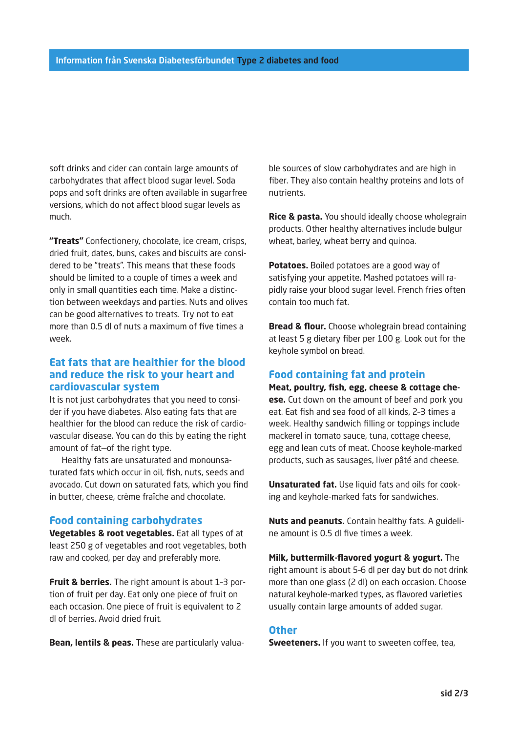soft drinks and cider can contain large amounts of carbohydrates that affect blood sugar level. Soda pops and soft drinks are often available in sugarfree versions, which do not affect blood sugar levels as much.

**"Treats"** Confectionery, chocolate, ice cream, crisps, dried fruit, dates, buns, cakes and biscuits are considered to be "treats". This means that these foods should be limited to a couple of times a week and only in small quantities each time. Make a distinction between weekdays and parties. Nuts and olives can be good alternatives to treats. Try not to eat more than 0.5 dl of nuts a maximum of five times a week.

## Eat fats that are healthier for the blood and reduce the risk to your heart and cardiovascular system

It is not just carbohydrates that you need to consider if you have diabetes. Also eating fats that are healthier for the blood can reduce the risk of cardiovascular disease. You can do this by eating the right amount of fat–of the right type.

Healthy fats are unsaturated and monounsaturated fats which occur in oil, fish, nuts, seeds and avocado. Cut down on saturated fats, which you find in butter, cheese, crème fraîche and chocolate.

## Food containing carbohydrates

**Vegetables & root vegetables.** Eat all types of at least 250 g of vegetables and root vegetables, both raw and cooked, per day and preferably more.

**Fruit & berries.** The right amount is about 1-3 portion of fruit per day. Eat only one piece of fruit on each occasion. One piece of fruit is equivalent to 2 dl of berries. Avoid dried fruit.

**Bean, lentils & peas.** These are particularly valuable sources of slow carbohydrates and are high in fiber. They also contain healthy proteins and lots of nutrients.

**Rice & pasta.** You should ideally choose wholegrain products. Other healthy alternatives include bulgur wheat, barley, wheat berry and quinoa.

**Potatoes.** Boiled potatoes are a good way of satisfying your appetite. Mashed potatoes will rapidly raise your blood sugar level. French fries often contain too much fat.

**Bread & flour.** Choose wholegrain bread containing at least 5 g dietary fiber per 100 g. Look out for the keyhole symbol on bread.

## Food containing fat and protein

**Meat, poultry, fish, egg, cheese & cottage cheese.** Cut down on the amount of beef and pork you eat. Eat fish and sea food of all kinds, 2-3 times a week. Healthy sandwich filling or toppings include mackerel in tomato sauce, tuna, cottage cheese, egg and lean cuts of meat. Choose keyhole-marked products, such as sausages, liver pâté and cheese.

**Unsaturated fat.** Use liquid fats and oils for cooking and keyhole-marked fats for sandwiches.

**Nuts and peanuts.** Contain healthy fats. A guideline amount is 0.5 dl five times a week.

**Milk, buttermilk-flavored yogurt & yogurt.** The right amount is about 5-6 dl per day but do not drink more than one glass (2 dl) on each occasion. Choose natural keyhole-marked types, as flavored varieties usually contain large amounts of added sugar.

## Other

**Sweeteners.** If you want to sweeten coffee, tea,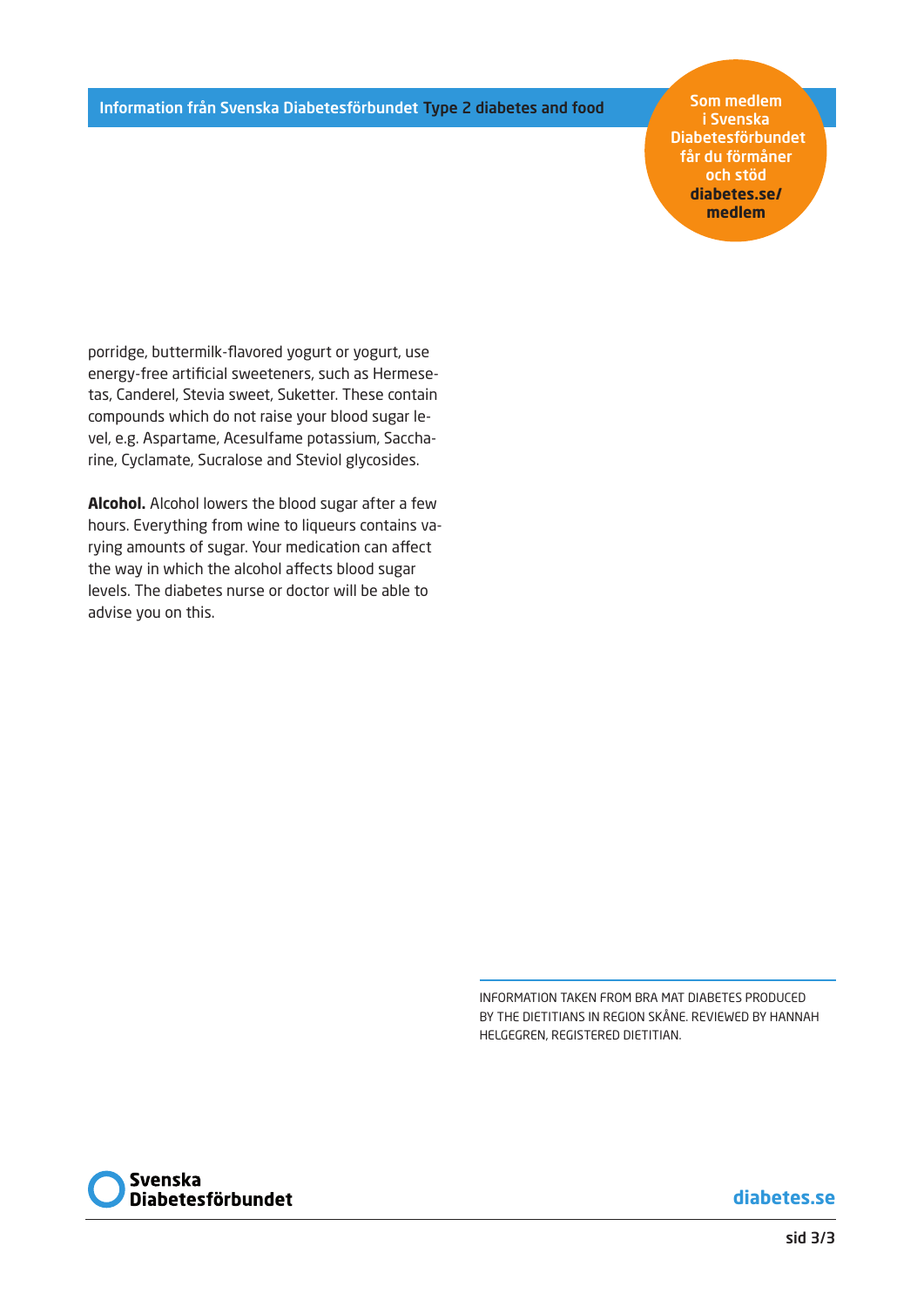porridge, buttermilk-flavored yogurt or yogurt, use energy-free artificial sweeteners, such as Hermesetas, Canderel, Stevia sweet, Suketter. These contain compounds which do not raise your blood sugar level, e.g. Aspartame, Acesulfame potassium, Saccharine, Cyclamate, Sucralose and Steviol glycosides.

**Alcohol.** Alcohol lowers the blood sugar after a few hours. Everything from wine to liqueurs contains varying amounts of sugar. Your medication can affect the way in which the alcohol affects blood sugar levels. The diabetes nurse or doctor will be able to advise you on this.

INFORMATION TAKEN FROM BRA MAT DIABETES PRODUCED BY THE DIETITIANS IN REGION SKÅNE. REVIEWED BY HANNAH HELGEGREN, REGISTERED DIETITIAN.

Som medlem i Svenska Diabetesförbundet får du förmåner och stöd **diabetes.se/medlem**